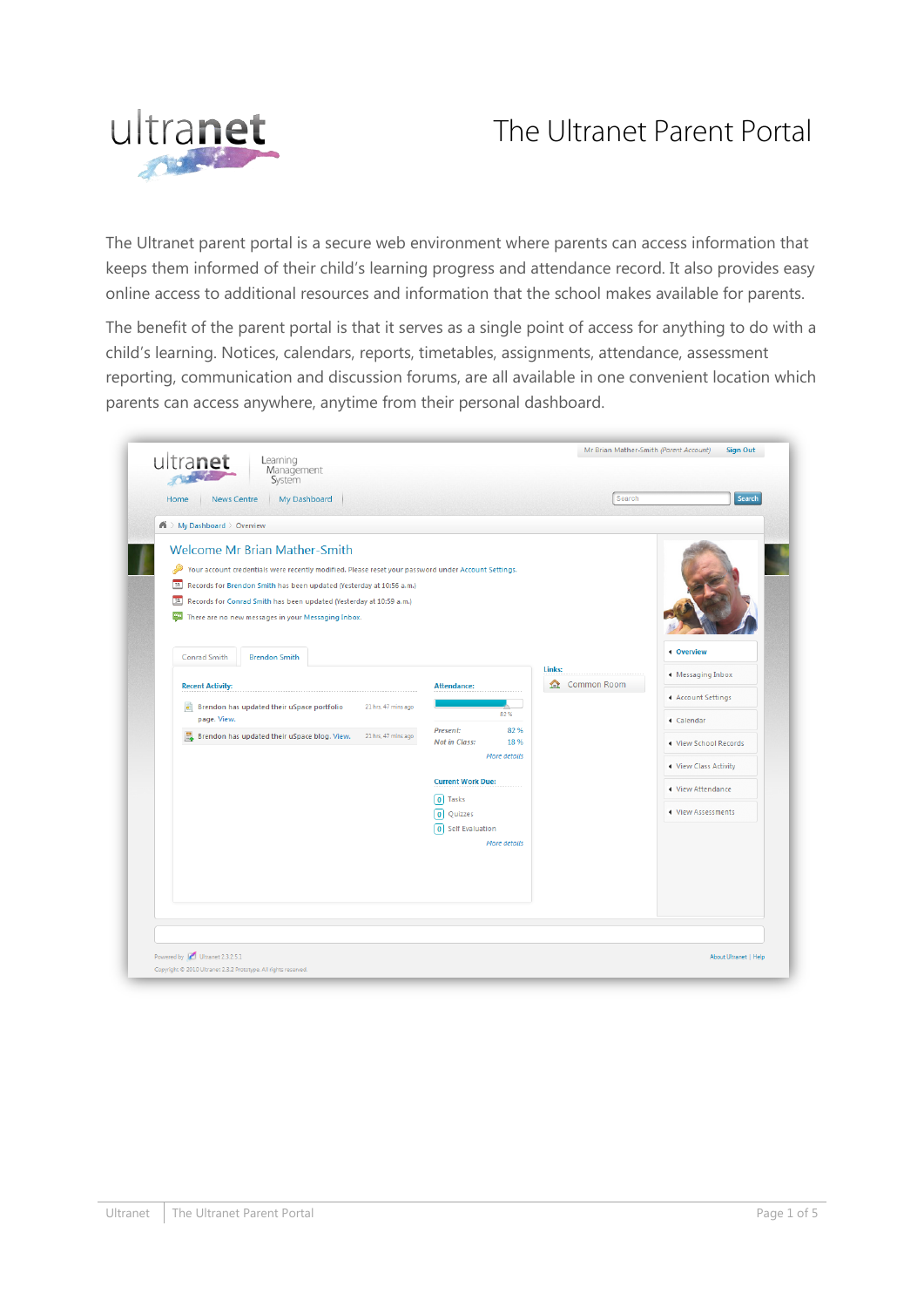# The Ultranet Parent Portal

The Ultranet parent portal is a secure web environment where parents can access information that keeps them informed of their child's learning progress and attendance record. It also provides easy online access to additional resources and information that the school makes available for parents.

The benefit of the parent portal is that it serves as a single point of access for anything to do with a child's learning. Notices, calendars, reports, timetables, assignments, attendance, assessment reporting, communication and discussion forums, are all available in one convenient location which parents can access anywhere, anytime from their personal dashboard.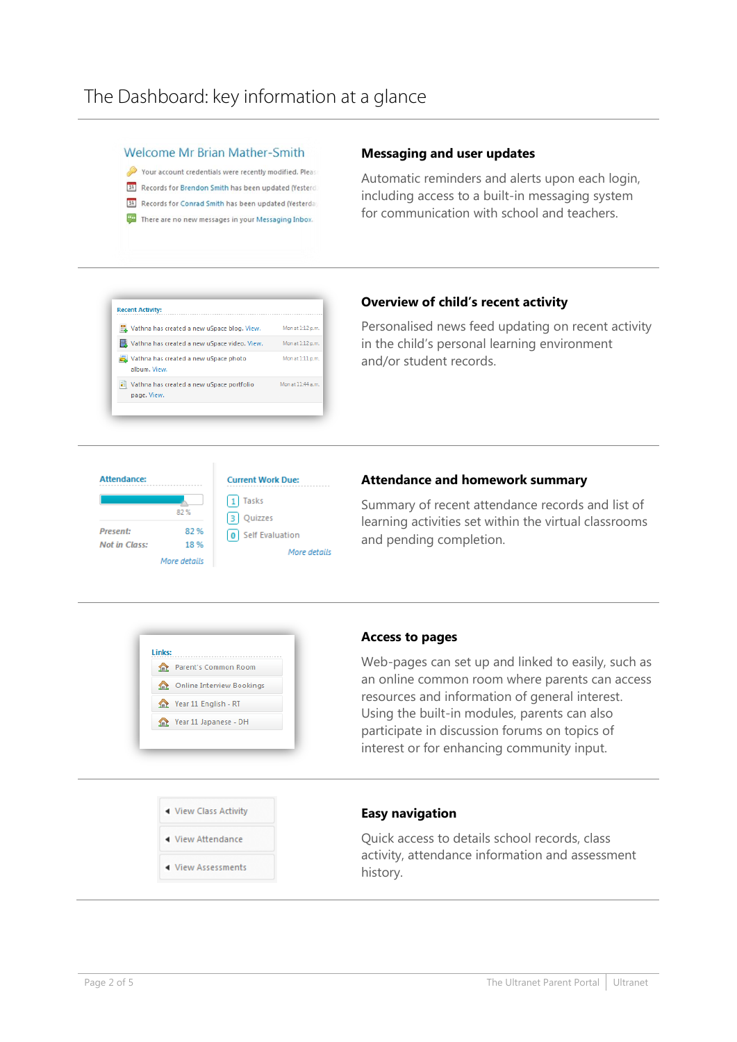# The Dashboard: key information at a glance

Welcome Mr Brian Mather-Smith

Your account credentials were recently modified. Pleas

Records for Brendon Smith has been updated (Yesterd

Records for Conrad Smith has been updated (Yesterda

There are no new messages in your Messaging Inbox.

### Messaging and user updates

Automatic reminders and alerts upon each login, including access to a built-in messaging system for communication with school and teachers.

Recent Activity:

Vathna has created a new uSpace blog. View. Mon at 1:12 p.m.

Vathna has created a new uSpace video. View. Mon at 1:12 p.m.

Vathna has created a new uSpace photo album. View. Mon at 1:11 p.m.

Vathna has created a new uSpace portfolio page. View. Mon at 11:44 a.m.

### Overview of child's recent activity

Personalised news feed updating on recent activity in the child's personal learning environment and/or student records.

Attendance:

82 %

*Present:* 82 %

*Not in Class:* 18 %

*More details*

Current Work Due:

1 Tasks

3 Quizzes

0 Self Evaluation

*More details*

### Attendance and homework summary

Summary of recent attendance records and list of learning activities set within the virtual classrooms and pending completion.

Links:

- Parent's Common Room
- Online Interview Bookings
- Year 11 English - RT
- Year 11 Japanese - DH

### Access to pages

Web-pages can set up and linked to easily, such as an online common room where parents can access resources and information of general interest. Using the built-in modules, parents can also participate in discussion forums on topics of interest or for enhancing community input.

- View Class Activity
- View Attendance
- View Assessments

### Easy navigation

Quick access to details school records, class activity, attendance information and assessment history.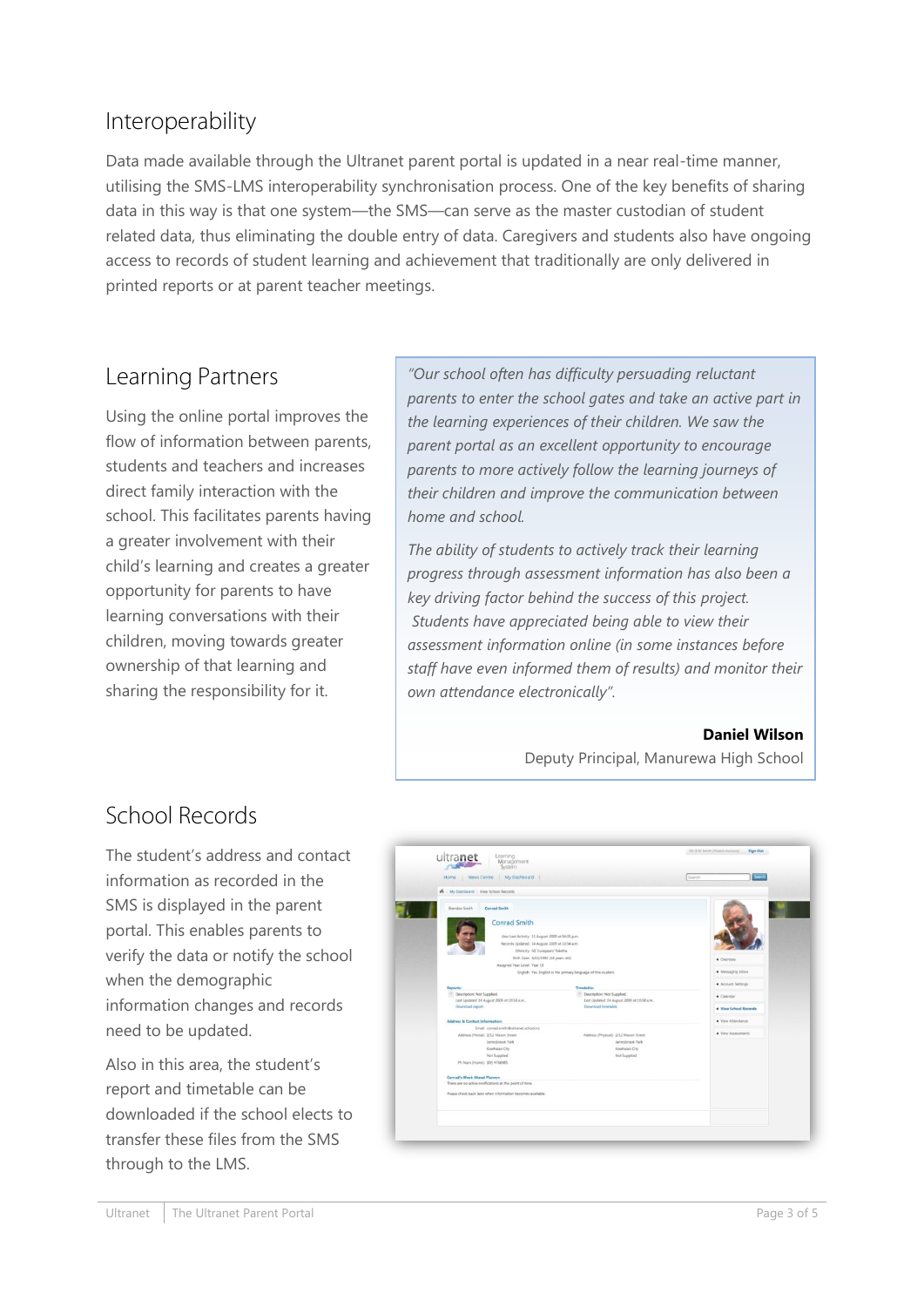## Interoperability

Data made available through the Ultranet parent portal is updated in a near real-time manner, utilising the SMS-LMS interoperability synchronisation process. One of the key benefits of sharing data in this way is that one system—the SMS—can serve as the master custodian of student related data, thus eliminating the double entry of data. Caregivers and students also have ongoing access to records of student learning and achievement that traditionally are only delivered in printed reports or at parent teacher meetings.

## Learning Partners

Using the online portal improves the flow of information between parents, students and teachers and increases direct family interaction with the school. This facilitates parents having a greater involvement with their child's learning and creates a greater opportunity for parents to have learning conversations with their children, moving towards greater ownership of that learning and sharing the responsibility for it.

> *"Our school often has difficulty persuading reluctant parents to enter the school gates and take an active part in the learning experiences of their children. We saw the parent portal as an excellent opportunity to encourage parents to more actively follow the learning journeys of their children and improve the communication between home and school.*
>
> *The ability of students to actively track their learning progress through assessment information has also been a key driving factor behind the success of this project. Students have appreciated being able to view their assessment information online (in some instances before staff have even informed them of results) and monitor their own attendance electronically".*
>
> **Daniel Wilson**
> Deputy Principal, Manurewa High School

## School Records

The student's address and contact information as recorded in the SMS is displayed in the parent portal. This enables parents to verify the data or notify the school when the demographic information changes and records need to be updated.

Also in this area, the student's report and timetable can be downloaded if the school elects to transfer these files from the SMS through to the LMS.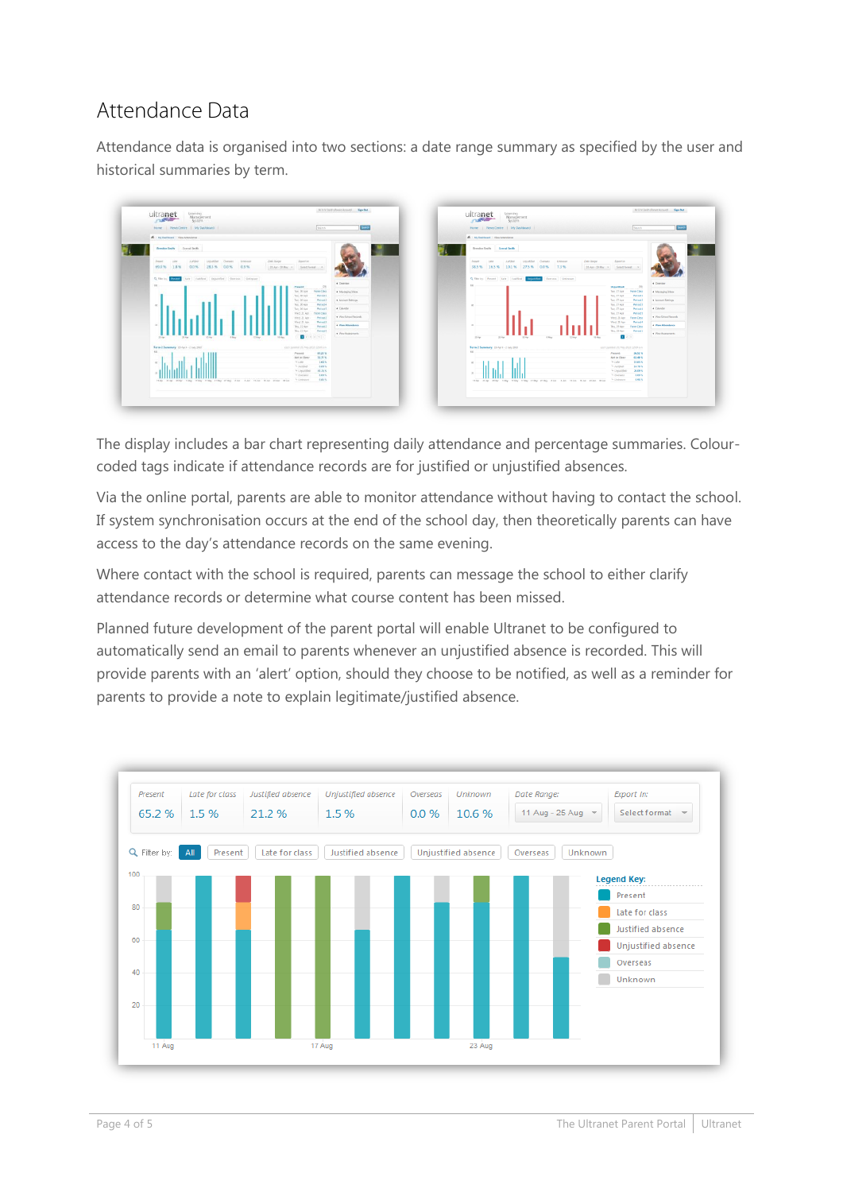# Attendance Data

Attendance data is organised into two sections: a date range summary as specified by the user and historical summaries by term.

The display includes a bar chart representing daily attendance and percentage summaries. Colour-coded tags indicate if attendance records are for justified or unjustified absences.

Via the online portal, parents are able to monitor attendance without having to contact the school. If system synchronisation occurs at the end of the school day, then theoretically parents can have access to the day's attendance records on the same evening.

Where contact with the school is required, parents can message the school to either clarify attendance records or determine what course content has been missed.

Planned future development of the parent portal will enable Ultranet to be configured to automatically send an email to parents whenever an unjustified absence is recorded. This will provide parents with an 'alert' option, should they choose to be notified, as well as a reminder for parents to provide a note to explain legitimate/justified absence.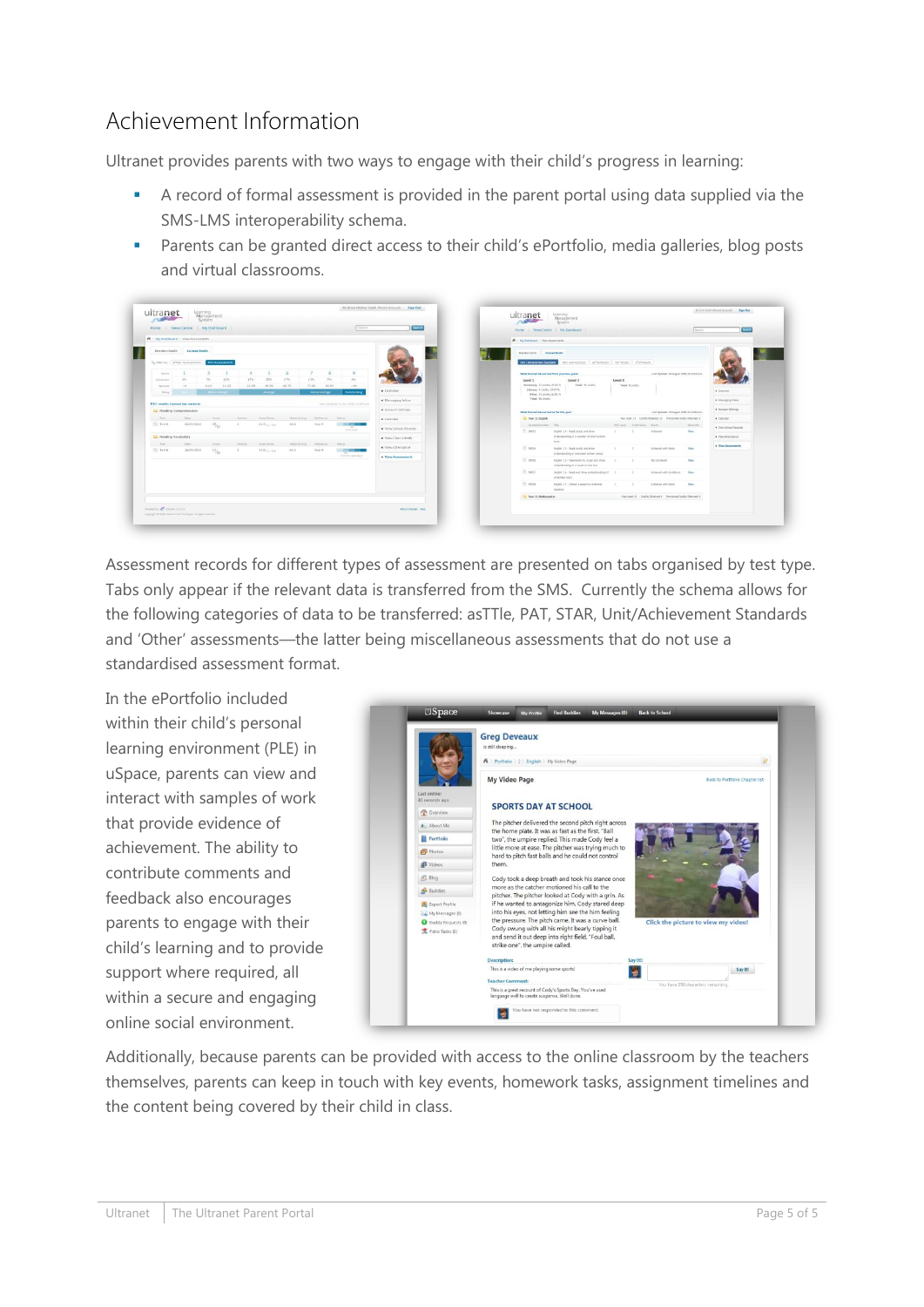# Achievement Information

Ultranet provides parents with two ways to engage with their child's progress in learning:

- A record of formal assessment is provided in the parent portal using data supplied via the SMS-LMS interoperability schema.
- Parents can be granted direct access to their child's ePortfolio, media galleries, blog posts and virtual classrooms.

Assessment records for different types of assessment are presented on tabs organised by test type. Tabs only appear if the relevant data is transferred from the SMS. Currently the schema allows for the following categories of data to be transferred: asTTle, PAT, STAR, Unit/Achievement Standards and 'Other' assessments—the latter being miscellaneous assessments that do not use a standardised assessment format.

In the ePortfolio included within their child's personal learning environment (PLE) in uSpace, parents can view and interact with samples of work that provide evidence of achievement. The ability to contribute comments and feedback also encourages parents to engage with their child's learning and to provide support where required, all within a secure and engaging online social environment.

Additionally, because parents can be provided with access to the online classroom by the teachers themselves, parents can keep in touch with key events, homework tasks, assignment timelines and the content being covered by their child in class.